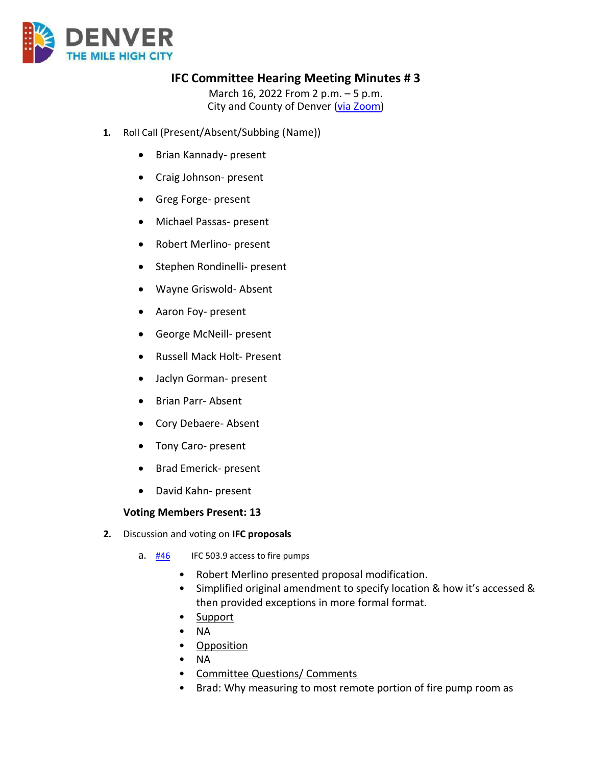DENVER
THE MILE HIGH CITY

# IFC Committee Hearing Meeting Minutes # 3

March 16, 2022 From 2 p.m. – 5 p.m.
City and County of Denver (via Zoom)

1. Roll Call (Present/Absent/Subbing (Name))
   - Brian Kannady- present
   - Craig Johnson- present
   - Greg Forge- present
   - Michael Passas- present
   - Robert Merlino- present
   - Stephen Rondinelli- present
   - Wayne Griswold- Absent
   - Aaron Foy- present
   - George McNeill- present
   - Russell Mack Holt- Present
   - Jaclyn Gorman- present
   - Brian Parr- Absent
   - Cory Debaere- Absent
   - Tony Caro- present
   - Brad Emerick- present
   - David Kahn- present

   **Voting Members Present: 13**

2. Discussion and voting on **IFC proposals**
   a. #46 IFC 503.9 access to fire pumps
      - Robert Merlino presented proposal modification.
      - Simplified original amendment to specify location & how it's accessed & then provided exceptions in more formal format.
      - Support
      - NA
      - Opposition
      - NA
      - Committee Questions/ Comments
      - Brad: Why measuring to most remote portion of fire pump room as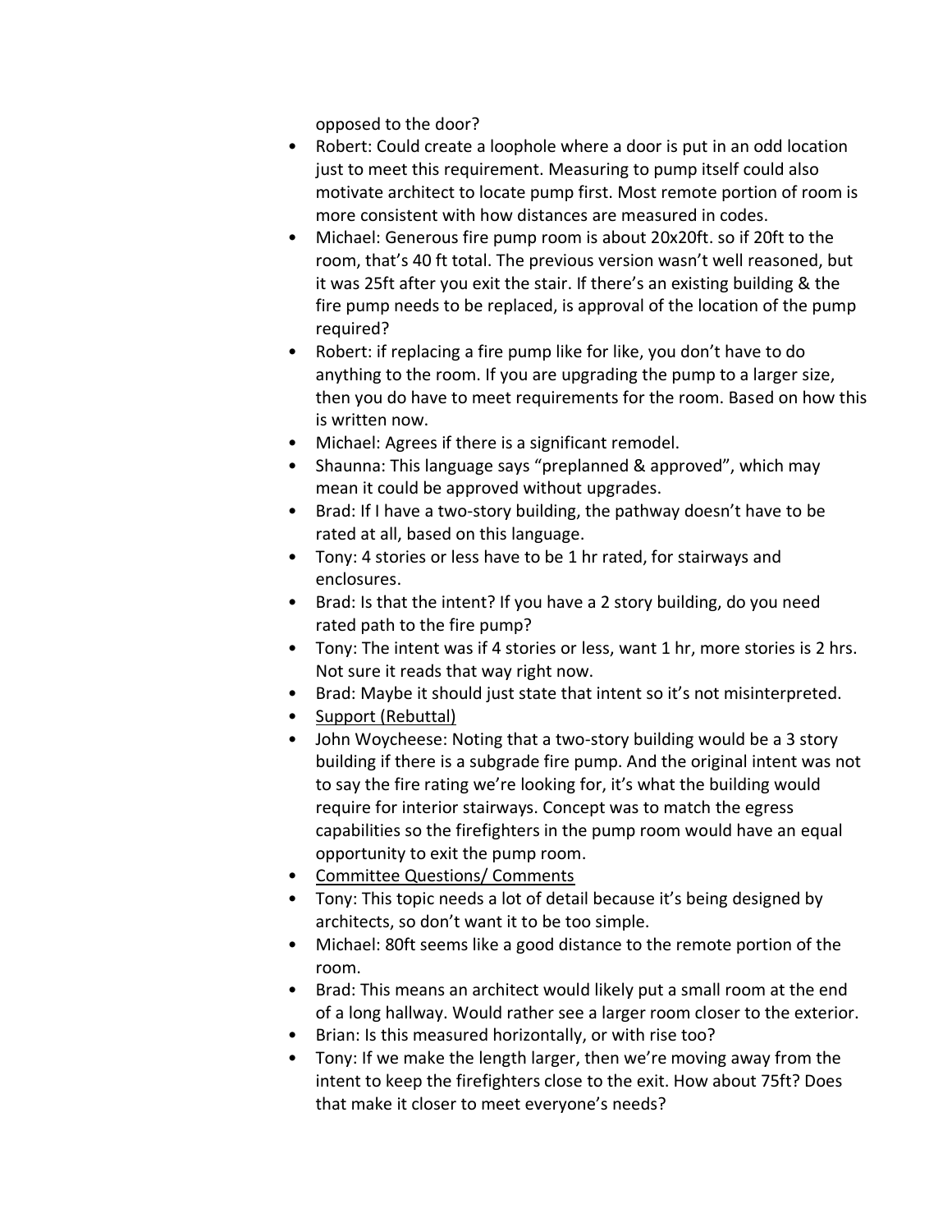opposed to the door?

- Robert: Could create a loophole where a door is put in an odd location just to meet this requirement. Measuring to pump itself could also motivate architect to locate pump first. Most remote portion of room is more consistent with how distances are measured in codes.
- Michael: Generous fire pump room is about 20x20ft. so if 20ft to the room, that's 40 ft total. The previous version wasn't well reasoned, but it was 25ft after you exit the stair. If there's an existing building & the fire pump needs to be replaced, is approval of the location of the pump required?
- Robert: if replacing a fire pump like for like, you don't have to do anything to the room. If you are upgrading the pump to a larger size, then you do have to meet requirements for the room. Based on how this is written now.
- Michael: Agrees if there is a significant remodel.
- Shaunna: This language says "preplanned & approved", which may mean it could be approved without upgrades.
- Brad: If I have a two-story building, the pathway doesn't have to be rated at all, based on this language.
- Tony: 4 stories or less have to be 1 hr rated, for stairways and enclosures.
- Brad: Is that the intent? If you have a 2 story building, do you need rated path to the fire pump?
- Tony: The intent was if 4 stories or less, want 1 hr, more stories is 2 hrs. Not sure it reads that way right now.
- Brad: Maybe it should just state that intent so it's not misinterpreted.
- Support (Rebuttal)
- John Woycheese: Noting that a two-story building would be a 3 story building if there is a subgrade fire pump. And the original intent was not to say the fire rating we're looking for, it's what the building would require for interior stairways. Concept was to match the egress capabilities so the firefighters in the pump room would have an equal opportunity to exit the pump room.
- Committee Questions/ Comments
- Tony: This topic needs a lot of detail because it's being designed by architects, so don't want it to be too simple.
- Michael: 80ft seems like a good distance to the remote portion of the room.
- Brad: This means an architect would likely put a small room at the end of a long hallway. Would rather see a larger room closer to the exterior.
- Brian: Is this measured horizontally, or with rise too?
- Tony: If we make the length larger, then we're moving away from the intent to keep the firefighters close to the exit. How about 75ft? Does that make it closer to meet everyone's needs?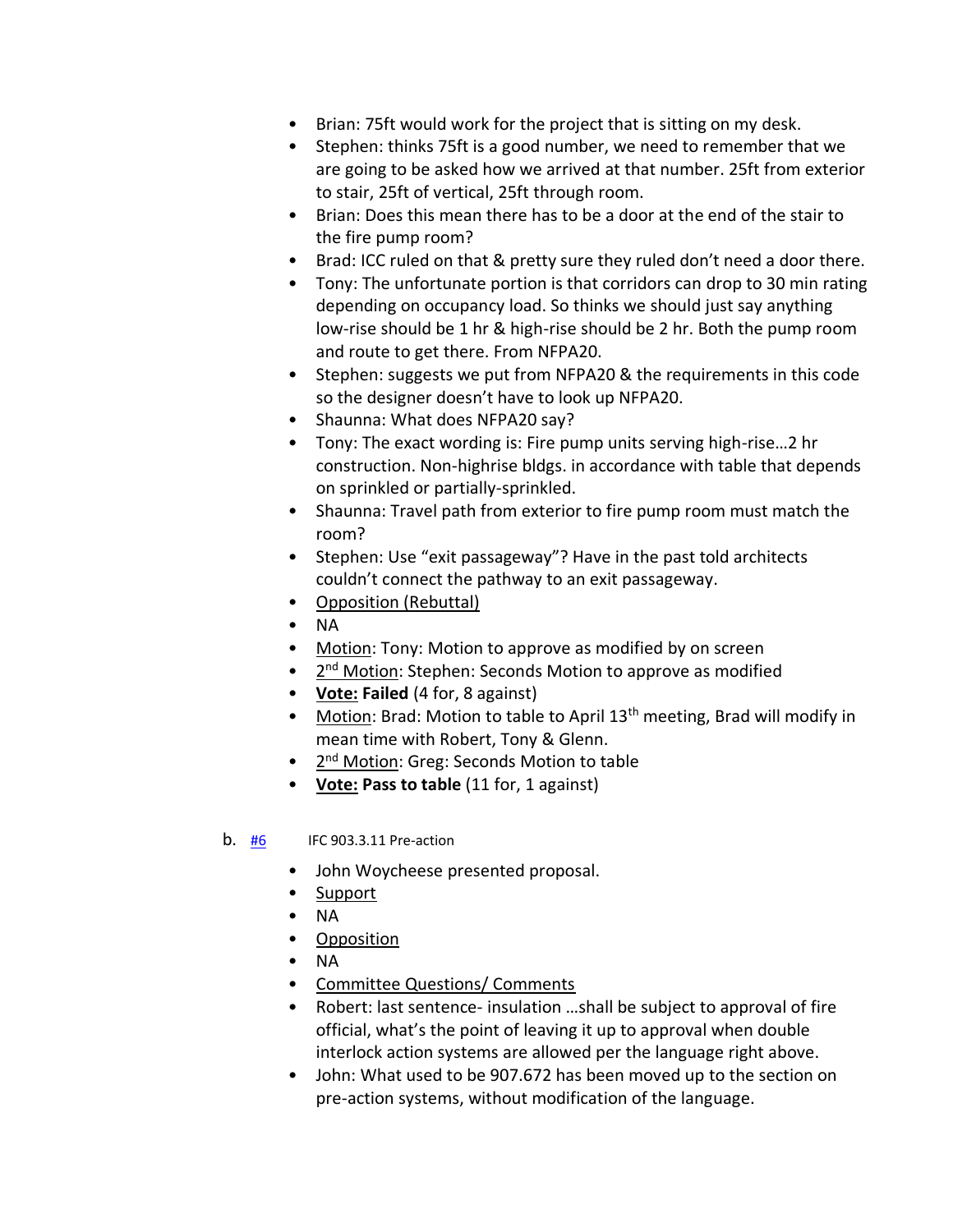- Brian: 75ft would work for the project that is sitting on my desk.
- Stephen: thinks 75ft is a good number, we need to remember that we are going to be asked how we arrived at that number. 25ft from exterior to stair, 25ft of vertical, 25ft through room.
- Brian: Does this mean there has to be a door at the end of the stair to the fire pump room?
- Brad: ICC ruled on that & pretty sure they ruled don't need a door there.
- Tony: The unfortunate portion is that corridors can drop to 30 min rating depending on occupancy load. So thinks we should just say anything low-rise should be 1 hr & high-rise should be 2 hr. Both the pump room and route to get there. From NFPA20.
- Stephen: suggests we put from NFPA20 & the requirements in this code so the designer doesn't have to look up NFPA20.
- Shaunna: What does NFPA20 say?
- Tony: The exact wording is: Fire pump units serving high-rise…2 hr construction. Non-highrise bldgs. in accordance with table that depends on sprinkled or partially-sprinkled.
- Shaunna: Travel path from exterior to fire pump room must match the room?
- Stephen: Use "exit passageway"? Have in the past told architects couldn't connect the pathway to an exit passageway.
- <u>Opposition (Rebuttal)</u>
- NA
- <u>Motion</u>: Tony: Motion to approve as modified by on screen
- <u>2nd Motion</u>: Stephen: Seconds Motion to approve as modified
- **<u>Vote:</u> Failed** (4 for, 8 against)
- <u>Motion</u>: Brad: Motion to table to April 13th meeting, Brad will modify in mean time with Robert, Tony & Glenn.
- <u>2nd Motion</u>: Greg: Seconds Motion to table
- **<u>Vote:</u> Pass to table** (11 for, 1 against)

b. #6 IFC 903.3.11 Pre-action

- John Woycheese presented proposal.
- <u>Support</u>
- NA
- <u>Opposition</u>
- NA
- <u>Committee Questions/ Comments</u>
- Robert: last sentence- insulation …shall be subject to approval of fire official, what's the point of leaving it up to approval when double interlock action systems are allowed per the language right above.
- John: What used to be 907.672 has been moved up to the section on pre-action systems, without modification of the language.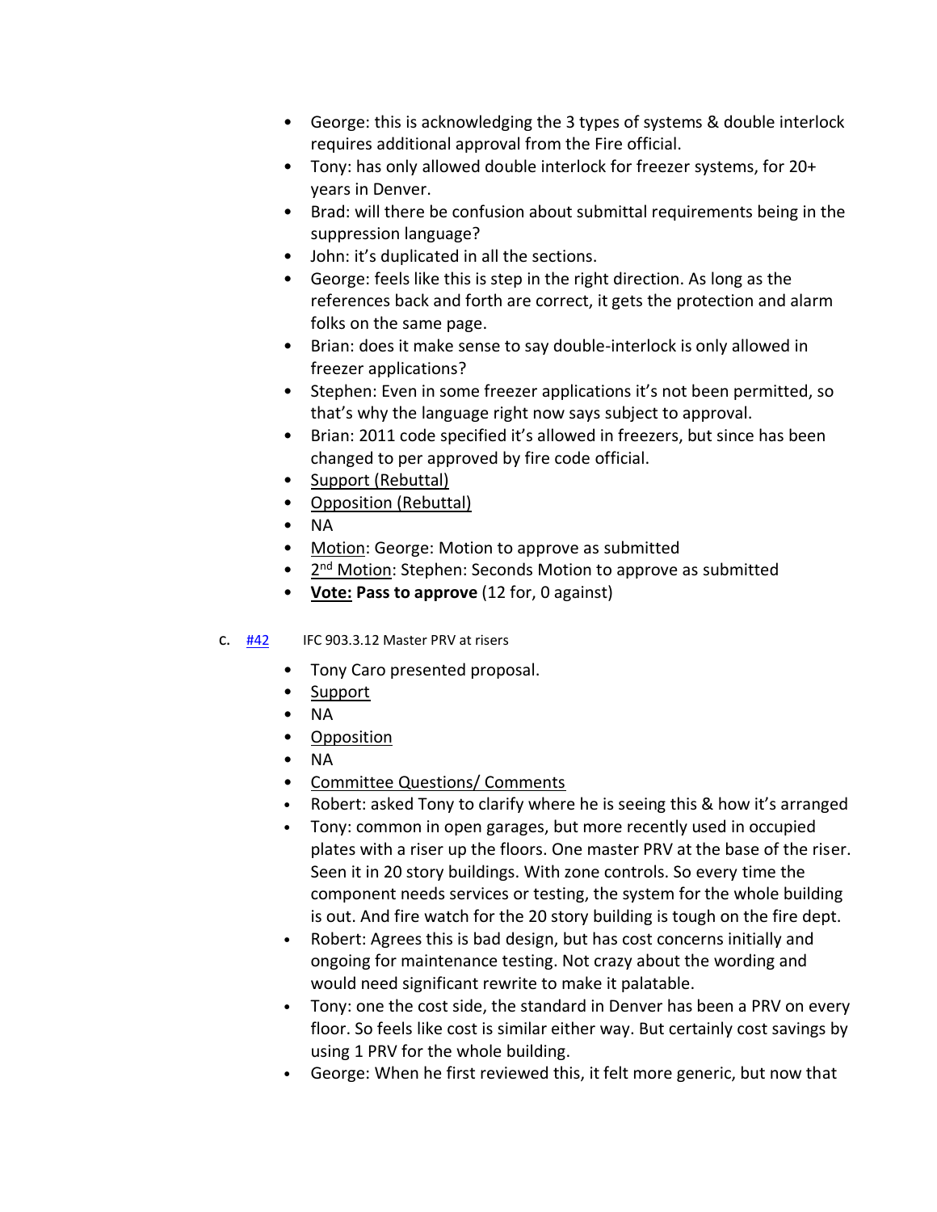- George: this is acknowledging the 3 types of systems & double interlock requires additional approval from the Fire official.
- Tony: has only allowed double interlock for freezer systems, for 20+ years in Denver.
- Brad: will there be confusion about submittal requirements being in the suppression language?
- John: it's duplicated in all the sections.
- George: feels like this is step in the right direction. As long as the references back and forth are correct, it gets the protection and alarm folks on the same page.
- Brian: does it make sense to say double-interlock is only allowed in freezer applications?
- Stephen: Even in some freezer applications it's not been permitted, so that's why the language right now says subject to approval.
- Brian: 2011 code specified it's allowed in freezers, but since has been changed to per approved by fire code official.
- Support (Rebuttal)
- Opposition (Rebuttal)
- NA
- Motion: George: Motion to approve as submitted
- 2nd Motion: Stephen: Seconds Motion to approve as submitted
- **Vote: Pass to approve** (12 for, 0 against)

c. #42 IFC 903.3.12 Master PRV at risers

- Tony Caro presented proposal.
- Support
- NA
- Opposition
- NA
- Committee Questions/ Comments
- Robert: asked Tony to clarify where he is seeing this & how it's arranged
- Tony: common in open garages, but more recently used in occupied plates with a riser up the floors. One master PRV at the base of the riser. Seen it in 20 story buildings. With zone controls. So every time the component needs services or testing, the system for the whole building is out. And fire watch for the 20 story building is tough on the fire dept.
- Robert: Agrees this is bad design, but has cost concerns initially and ongoing for maintenance testing. Not crazy about the wording and would need significant rewrite to make it palatable.
- Tony: one the cost side, the standard in Denver has been a PRV on every floor. So feels like cost is similar either way. But certainly cost savings by using 1 PRV for the whole building.
- George: When he first reviewed this, it felt more generic, but now that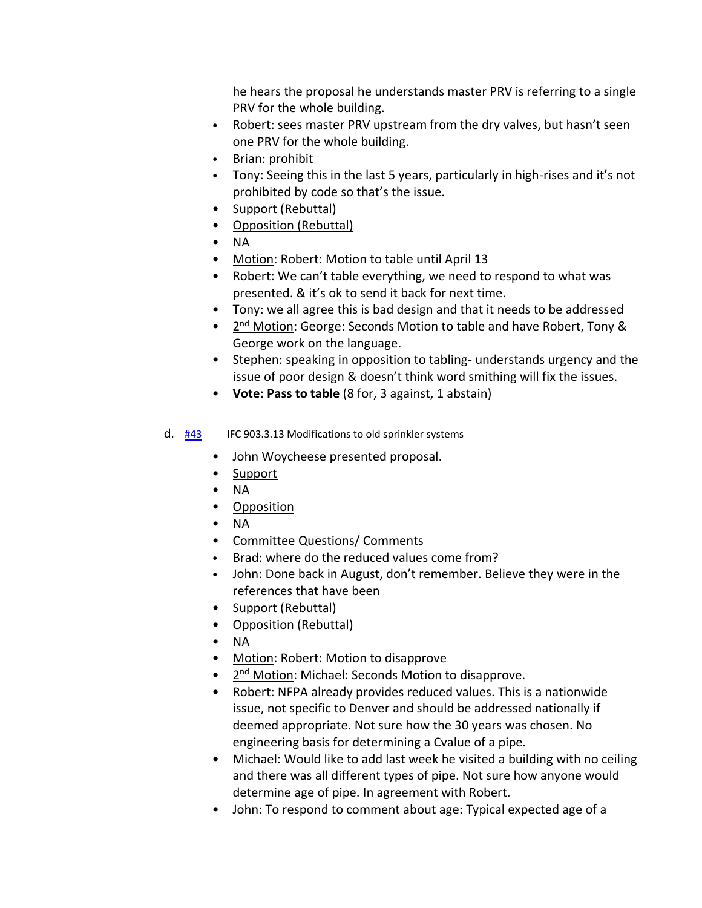he hears the proposal he understands master PRV is referring to a single PRV for the whole building.

- Robert: sees master PRV upstream from the dry valves, but hasn't seen one PRV for the whole building.
- Brian: prohibit
- Tony: Seeing this in the last 5 years, particularly in high-rises and it's not prohibited by code so that's the issue.
- Support (Rebuttal)
- Opposition (Rebuttal)
- NA
- Motion: Robert: Motion to table until April 13
- Robert: We can't table everything, we need to respond to what was presented. & it's ok to send it back for next time.
- Tony: we all agree this is bad design and that it needs to be addressed
- 2nd Motion: George: Seconds Motion to table and have Robert, Tony & George work on the language.
- Stephen: speaking in opposition to tabling- understands urgency and the issue of poor design & doesn't think word smithing will fix the issues.
- **Vote: Pass to table** (8 for, 3 against, 1 abstain)

d. #43 IFC 903.3.13 Modifications to old sprinkler systems

- John Woycheese presented proposal.
- Support
- NA
- Opposition
- NA
- Committee Questions/ Comments
- Brad: where do the reduced values come from?
- John: Done back in August, don't remember. Believe they were in the references that have been
- Support (Rebuttal)
- Opposition (Rebuttal)
- NA
- Motion: Robert: Motion to disapprove
- 2nd Motion: Michael: Seconds Motion to disapprove.
- Robert: NFPA already provides reduced values. This is a nationwide issue, not specific to Denver and should be addressed nationally if deemed appropriate. Not sure how the 30 years was chosen. No engineering basis for determining a Cvalue of a pipe.
- Michael: Would like to add last week he visited a building with no ceiling and there was all different types of pipe. Not sure how anyone would determine age of pipe. In agreement with Robert.
- John: To respond to comment about age: Typical expected age of a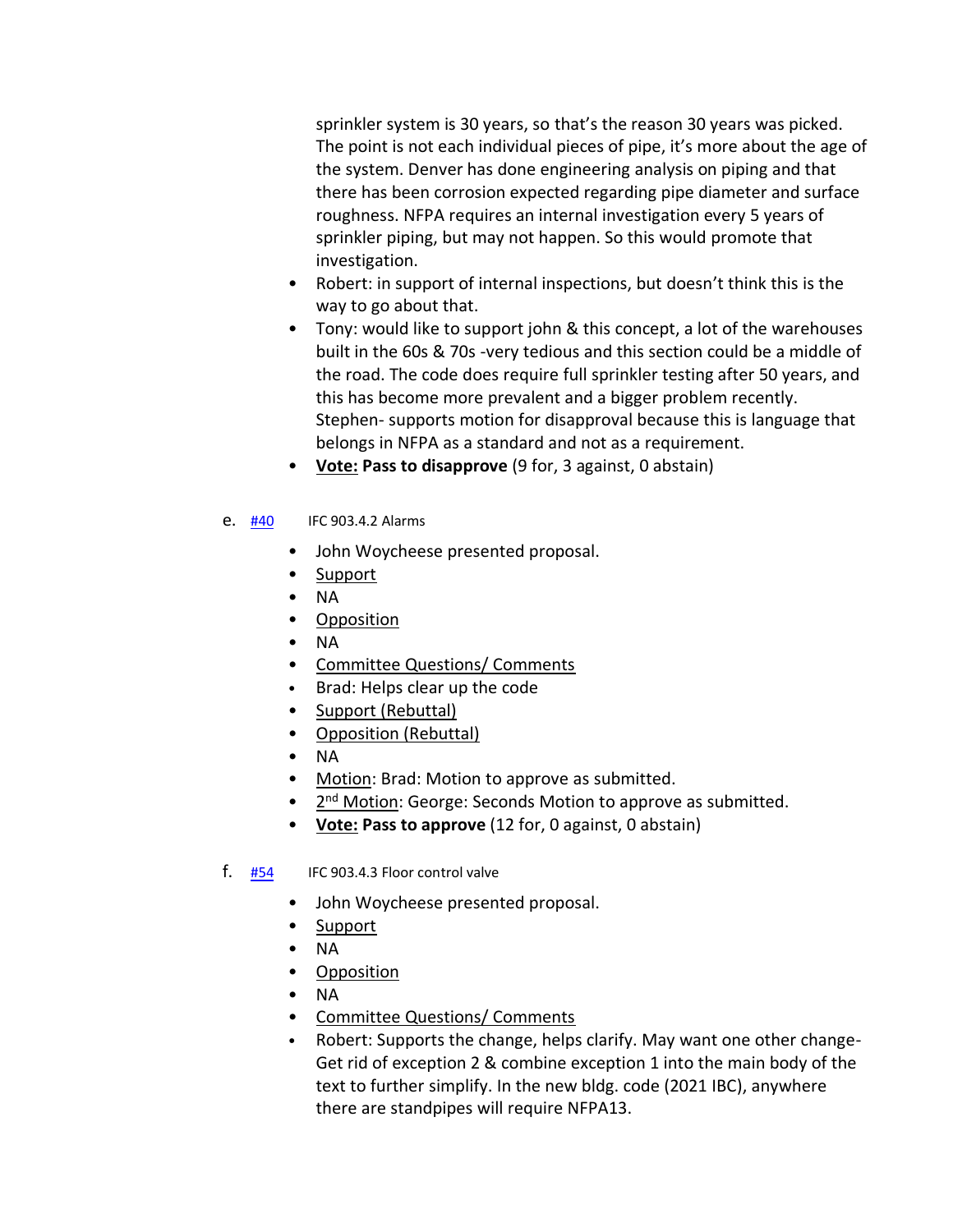sprinkler system is 30 years, so that's the reason 30 years was picked. The point is not each individual pieces of pipe, it's more about the age of the system. Denver has done engineering analysis on piping and that there has been corrosion expected regarding pipe diameter and surface roughness. NFPA requires an internal investigation every 5 years of sprinkler piping, but may not happen. So this would promote that investigation.

- Robert: in support of internal inspections, but doesn't think this is the way to go about that.
- Tony: would like to support john & this concept, a lot of the warehouses built in the 60s & 70s -very tedious and this section could be a middle of the road. The code does require full sprinkler testing after 50 years, and this has become more prevalent and a bigger problem recently. Stephen- supports motion for disapproval because this is language that belongs in NFPA as a standard and not as a requirement.
- **Vote: Pass to disapprove** (9 for, 3 against, 0 abstain)

e. #40 IFC 903.4.2 Alarms

- John Woycheese presented proposal.
- Support
- NA
- Opposition
- NA
- Committee Questions/ Comments
- Brad: Helps clear up the code
- Support (Rebuttal)
- Opposition (Rebuttal)
- NA
- Motion: Brad: Motion to approve as submitted.
- 2nd Motion: George: Seconds Motion to approve as submitted.
- **Vote: Pass to approve** (12 for, 0 against, 0 abstain)

f. #54 IFC 903.4.3 Floor control valve

- John Woycheese presented proposal.
- Support
- NA
- Opposition
- NA
- Committee Questions/ Comments
- Robert: Supports the change, helps clarify. May want one other change- Get rid of exception 2 & combine exception 1 into the main body of the text to further simplify. In the new bldg. code (2021 IBC), anywhere there are standpipes will require NFPA13.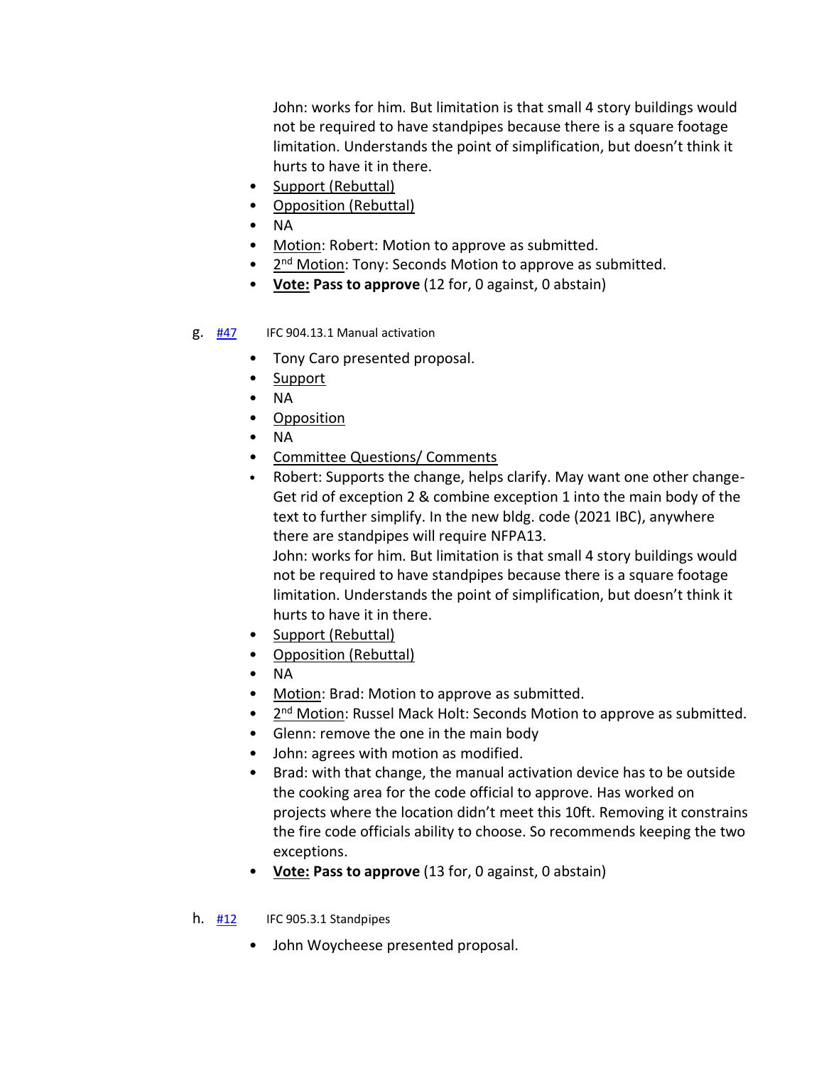John: works for him. But limitation is that small 4 story buildings would not be required to have standpipes because there is a square footage limitation. Understands the point of simplification, but doesn't think it hurts to have it in there.

- Support (Rebuttal)
- Opposition (Rebuttal)
- NA
- Motion: Robert: Motion to approve as submitted.
- 2nd Motion: Tony: Seconds Motion to approve as submitted.
- **Vote: Pass to approve** (12 for, 0 against, 0 abstain)

g. #47 IFC 904.13.1 Manual activation

- Tony Caro presented proposal.
- Support
- NA
- Opposition
- NA
- Committee Questions/ Comments
- Robert: Supports the change, helps clarify. May want one other change- Get rid of exception 2 & combine exception 1 into the main body of the text to further simplify. In the new bldg. code (2021 IBC), anywhere there are standpipes will require NFPA13.
  John: works for him. But limitation is that small 4 story buildings would not be required to have standpipes because there is a square footage limitation. Understands the point of simplification, but doesn't think it hurts to have it in there.
- Support (Rebuttal)
- Opposition (Rebuttal)
- NA
- Motion: Brad: Motion to approve as submitted.
- 2nd Motion: Russel Mack Holt: Seconds Motion to approve as submitted.
- Glenn: remove the one in the main body
- John: agrees with motion as modified.
- Brad: with that change, the manual activation device has to be outside the cooking area for the code official to approve. Has worked on projects where the location didn't meet this 10ft. Removing it constrains the fire code officials ability to choose. So recommends keeping the two exceptions.
- **Vote: Pass to approve** (13 for, 0 against, 0 abstain)

h. #12 IFC 905.3.1 Standpipes

- John Woycheese presented proposal.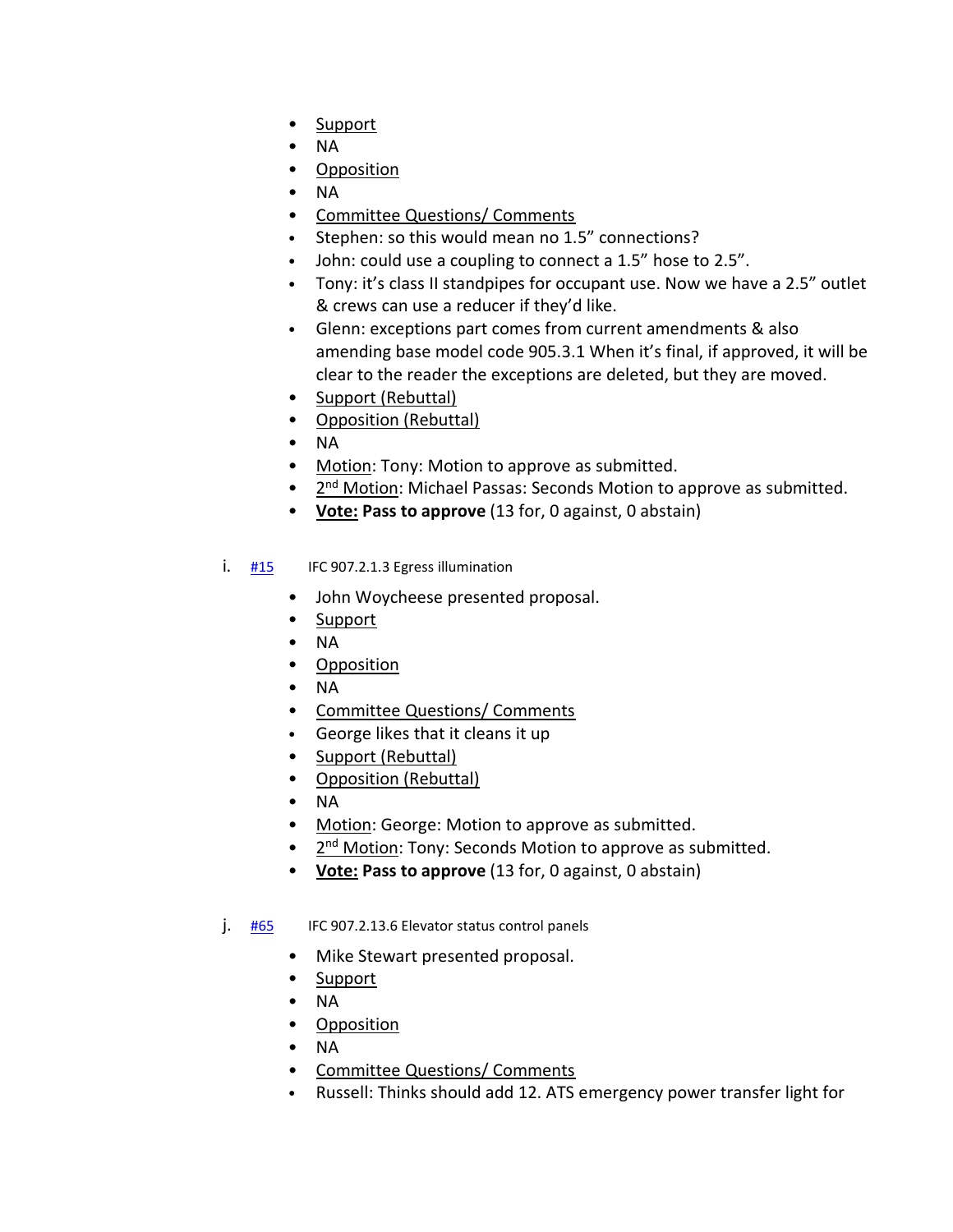- Support
- NA
- Opposition
- NA
- Committee Questions/ Comments
- Stephen: so this would mean no 1.5" connections?
- John: could use a coupling to connect a 1.5" hose to 2.5".
- Tony: it's class II standpipes for occupant use. Now we have a 2.5" outlet & crews can use a reducer if they'd like.
- Glenn: exceptions part comes from current amendments & also amending base model code 905.3.1 When it's final, if approved, it will be clear to the reader the exceptions are deleted, but they are moved.
- Support (Rebuttal)
- Opposition (Rebuttal)
- NA
- Motion: Tony: Motion to approve as submitted.
- 2nd Motion: Michael Passas: Seconds Motion to approve as submitted.
- **Vote: Pass to approve** (13 for, 0 against, 0 abstain)

i. #15 IFC 907.2.1.3 Egress illumination

- John Woycheese presented proposal.
- Support
- NA
- Opposition
- NA
- Committee Questions/ Comments
- George likes that it cleans it up
- Support (Rebuttal)
- Opposition (Rebuttal)
- NA
- Motion: George: Motion to approve as submitted.
- 2nd Motion: Tony: Seconds Motion to approve as submitted.
- **Vote: Pass to approve** (13 for, 0 against, 0 abstain)

j. #65 IFC 907.2.13.6 Elevator status control panels

- Mike Stewart presented proposal.
- Support
- NA
- Opposition
- NA
- Committee Questions/ Comments
- Russell: Thinks should add 12. ATS emergency power transfer light for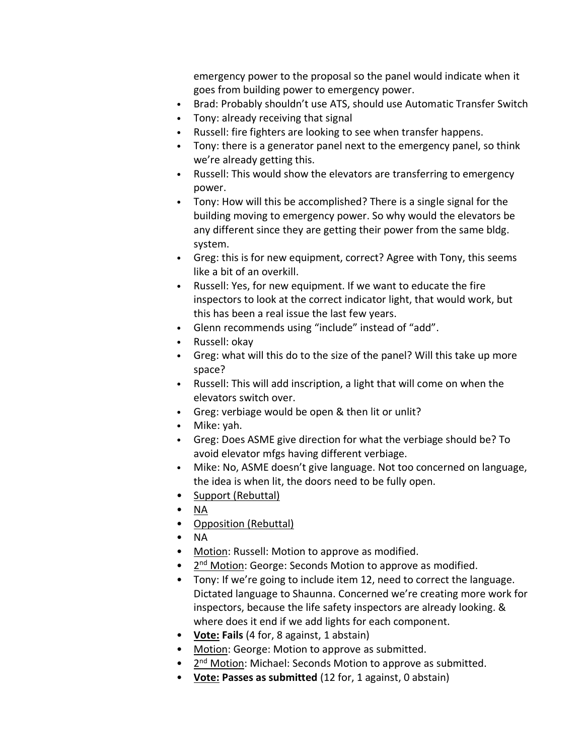emergency power to the proposal so the panel would indicate when it goes from building power to emergency power.

- Brad: Probably shouldn't use ATS, should use Automatic Transfer Switch
- Tony: already receiving that signal
- Russell: fire fighters are looking to see when transfer happens.
- Tony: there is a generator panel next to the emergency panel, so think we're already getting this.
- Russell: This would show the elevators are transferring to emergency power.
- Tony: How will this be accomplished? There is a single signal for the building moving to emergency power. So why would the elevators be any different since they are getting their power from the same bldg. system.
- Greg: this is for new equipment, correct? Agree with Tony, this seems like a bit of an overkill.
- Russell: Yes, for new equipment. If we want to educate the fire inspectors to look at the correct indicator light, that would work, but this has been a real issue the last few years.
- Glenn recommends using "include" instead of "add".
- Russell: okay
- Greg: what will this do to the size of the panel? Will this take up more space?
- Russell: This will add inscription, a light that will come on when the elevators switch over.
- Greg: verbiage would be open & then lit or unlit?
- Mike: yah.
- Greg: Does ASME give direction for what the verbiage should be? To avoid elevator mfgs having different verbiage.
- Mike: No, ASME doesn't give language. Not too concerned on language, the idea is when lit, the doors need to be fully open.
- Support (Rebuttal)
- NA
- Opposition (Rebuttal)
- NA
- Motion: Russell: Motion to approve as modified.
- 2nd Motion: George: Seconds Motion to approve as modified.
- Tony: If we're going to include item 12, need to correct the language. Dictated language to Shaunna. Concerned we're creating more work for inspectors, because the life safety inspectors are already looking. & where does it end if we add lights for each component.
- **Vote: Fails** (4 for, 8 against, 1 abstain)
- Motion: George: Motion to approve as submitted.
- 2nd Motion: Michael: Seconds Motion to approve as submitted.
- **Vote: Passes as submitted** (12 for, 1 against, 0 abstain)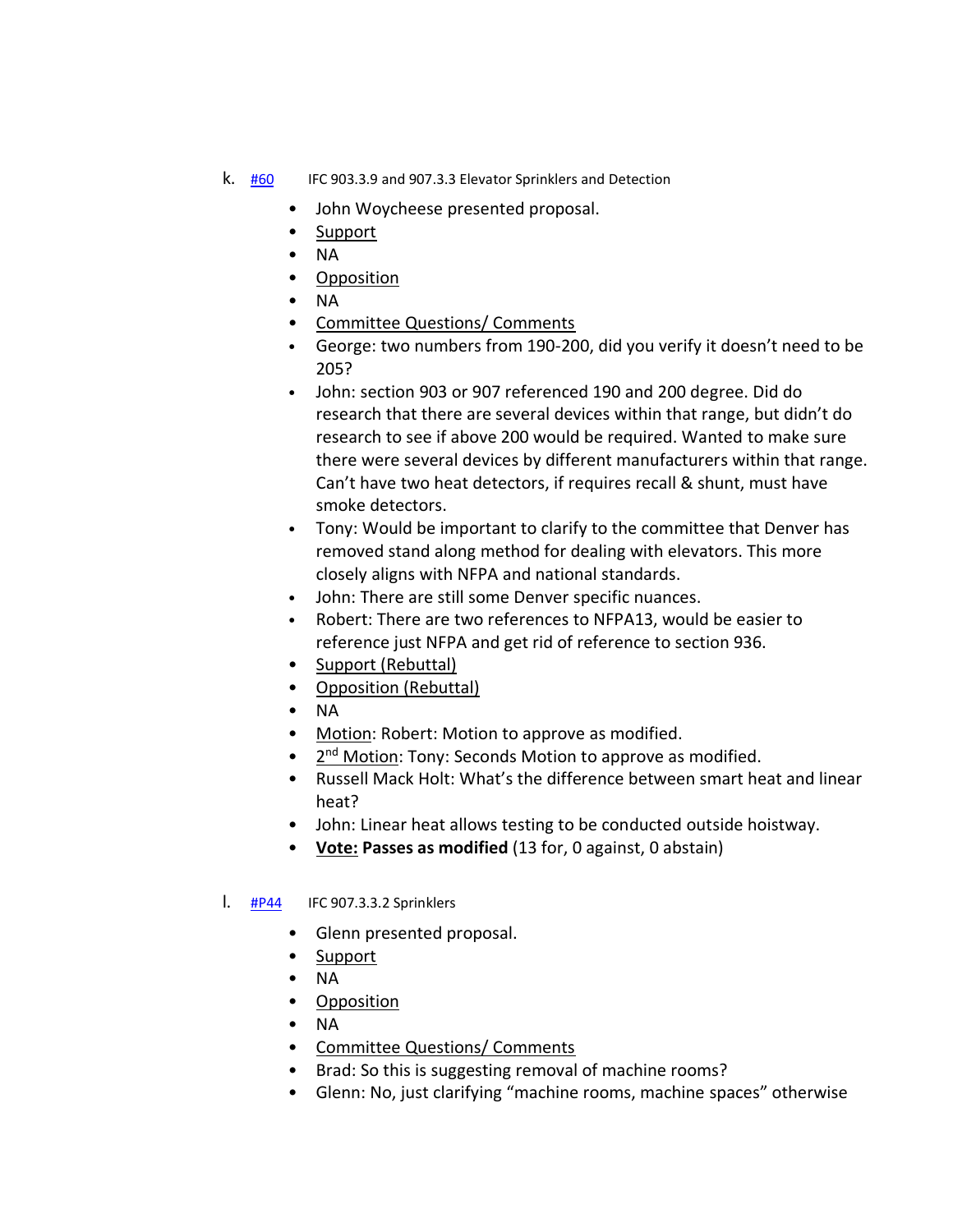k. [#60](#60) IFC 903.3.9 and 907.3.3 Elevator Sprinklers and Detection

- John Woycheese presented proposal.
- <u>Support</u>
- NA
- <u>Opposition</u>
- NA
- <u>Committee Questions/ Comments</u>
- George: two numbers from 190-200, did you verify it doesn't need to be 205?
- John: section 903 or 907 referenced 190 and 200 degree. Did do research that there are several devices within that range, but didn't do research to see if above 200 would be required. Wanted to make sure there were several devices by different manufacturers within that range. Can't have two heat detectors, if requires recall & shunt, must have smoke detectors.
- Tony: Would be important to clarify to the committee that Denver has removed stand along method for dealing with elevators. This more closely aligns with NFPA and national standards.
- John: There are still some Denver specific nuances.
- Robert: There are two references to NFPA13, would be easier to reference just NFPA and get rid of reference to section 936.
- <u>Support (Rebuttal)</u>
- <u>Opposition (Rebuttal)</u>
- NA
- <u>Motion</u>: Robert: Motion to approve as modified.
- <u>2nd Motion</u>: Tony: Seconds Motion to approve as modified.
- Russell Mack Holt: What's the difference between smart heat and linear heat?
- John: Linear heat allows testing to be conducted outside hoistway.
- **<u>Vote:</u> Passes as modified** (13 for, 0 against, 0 abstain)

l. [#P44](#P44) IFC 907.3.3.2 Sprinklers

- Glenn presented proposal.
- <u>Support</u>
- NA
- <u>Opposition</u>
- NA
- <u>Committee Questions/ Comments</u>
- Brad: So this is suggesting removal of machine rooms?
- Glenn: No, just clarifying "machine rooms, machine spaces" otherwise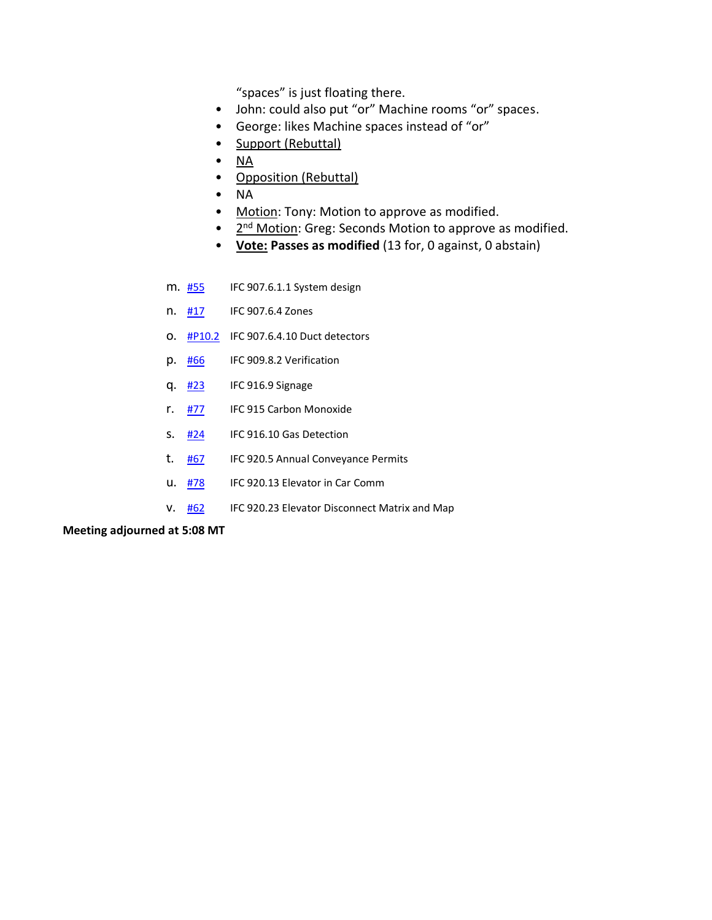"spaces" is just floating there.

- John: could also put "or" Machine rooms "or" spaces.
- George: likes Machine spaces instead of "or"
- Support (Rebuttal)
- NA
- Opposition (Rebuttal)
- NA
- Motion: Tony: Motion to approve as modified.
- 2nd Motion: Greg: Seconds Motion to approve as modified.
- **Vote: Passes as modified** (13 for, 0 against, 0 abstain)

m. #55 IFC 907.6.1.1 System design

n. #17 IFC 907.6.4 Zones

o. #P10.2 IFC 907.6.4.10 Duct detectors

p. #66 IFC 909.8.2 Verification

q. #23 IFC 916.9 Signage

r. #77 IFC 915 Carbon Monoxide

s. #24 IFC 916.10 Gas Detection

t. #67 IFC 920.5 Annual Conveyance Permits

u. #78 IFC 920.13 Elevator in Car Comm

v. #62 IFC 920.23 Elevator Disconnect Matrix and Map

**Meeting adjourned at 5:08 MT**